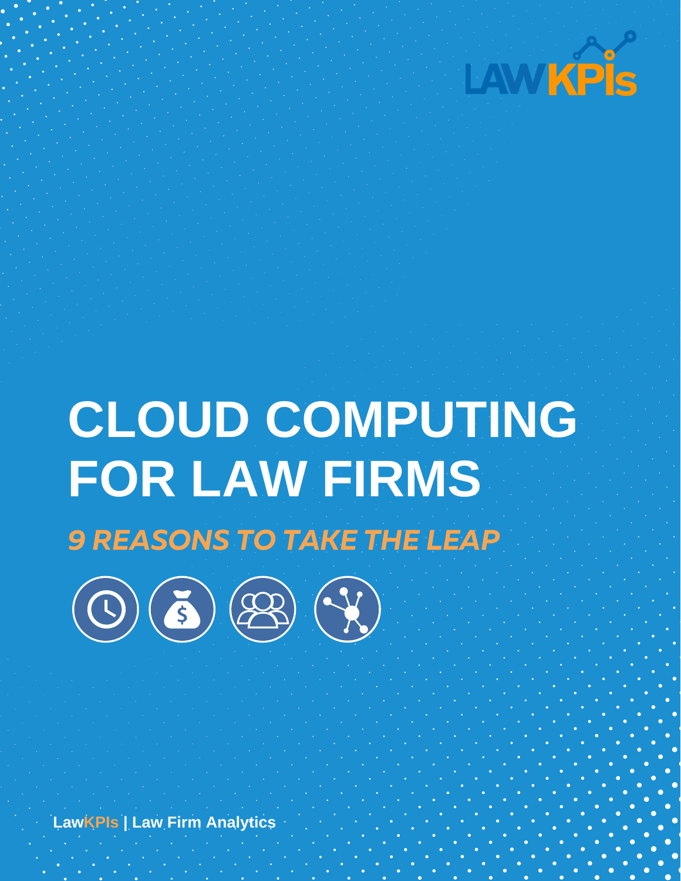LAWKPIs

# CLOUD COMPUTING FOR LAW FIRMS

## *9 REASONS TO TAKE THE LEAP*

**LawKPIs | Law Firm Analytics**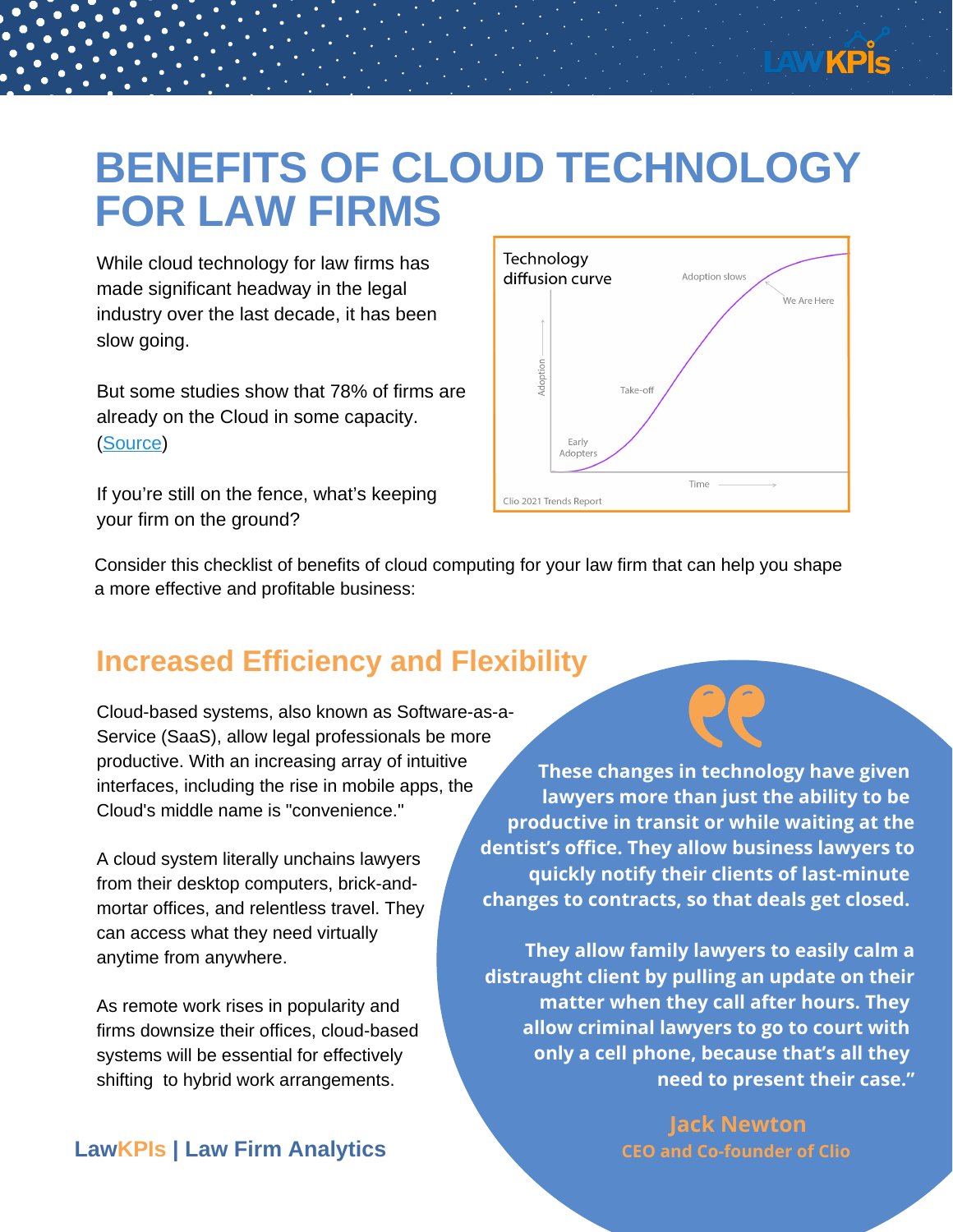# BENEFITS OF CLOUD TECHNOLOGY FOR LAW FIRMS

While cloud technology for law firms has made significant headway in the legal industry over the last decade, it has been slow going.

But some studies show that 78% of firms are already on the Cloud in some capacity. ([Source](Source))

If you're still on the fence, what's keeping your firm on the ground?

Technology diffusion curve

Adoption slows

We Are Here

Take-off

Early Adopters

Adoption

Time

Clio 2021 Trends Report

Consider this checklist of benefits of cloud computing for your law firm that can help you shape a more effective and profitable business:

## Increased Efficiency and Flexibility

Cloud-based systems, also known as Software-as-a-Service (SaaS), allow legal professionals be more productive. With an increasing array of intuitive interfaces, including the rise in mobile apps, the Cloud's middle name is "convenience."

A cloud system literally unchains lawyers from their desktop computers, brick-and-mortar offices, and relentless travel. They can access what they need virtually anytime from anywhere.

As remote work rises in popularity and firms downsize their offices, cloud-based systems will be essential for effectively shifting to hybrid work arrangements.

> **These changes in technology have given lawyers more than just the ability to be productive in transit or while waiting at the dentist's office. They allow business lawyers to quickly notify their clients of last-minute changes to contracts, so that deals get closed.**
>
> **They allow family lawyers to easily calm a distraught client by pulling an update on their matter when they call after hours. They allow criminal lawyers to go to court with only a cell phone, because that's all they need to present their case."**
>
> **Jack Newton**
> **CEO and Co-founder of Clio**

**LawKPIs | Law Firm Analytics**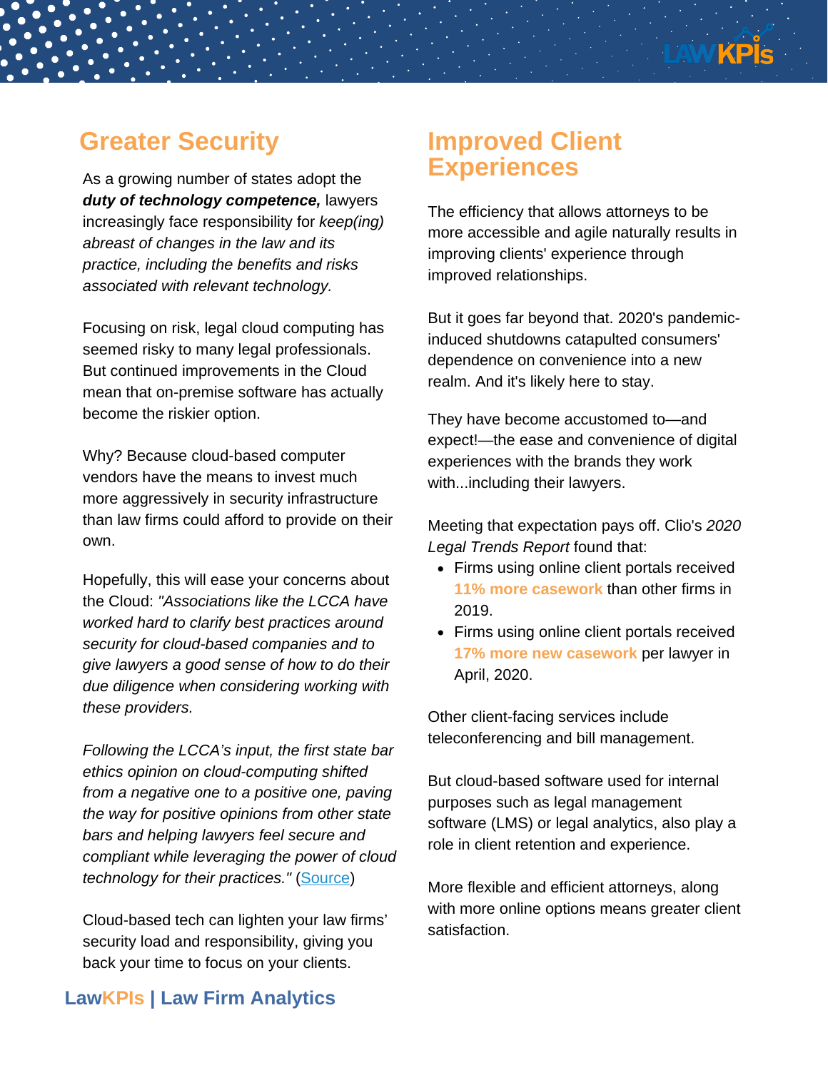## Greater Security

As a growing number of states adopt the ***duty of technology competence,*** lawyers increasingly face responsibility for *keep(ing) abreast of changes in the law and its practice, including the benefits and risks associated with relevant technology.*

Focusing on risk, legal cloud computing has seemed risky to many legal professionals. But continued improvements in the Cloud mean that on-premise software has actually become the riskier option.

Why? Because cloud-based computer vendors have the means to invest much more aggressively in security infrastructure than law firms could afford to provide on their own.

Hopefully, this will ease your concerns about the Cloud: *"Associations like the LCCA have worked hard to clarify best practices around security for cloud-based companies and to give lawyers a good sense of how to do their due diligence when considering working with these providers.*

*Following the LCCA's input, the first state bar ethics opinion on cloud-computing shifted from a negative one to a positive one, paving the way for positive opinions from other state bars and helping lawyers feel secure and compliant while leveraging the power of cloud technology for their practices."* (Source)

Cloud-based tech can lighten your law firms' security load and responsibility, giving you back your time to focus on your clients.

## Improved Client Experiences

The efficiency that allows attorneys to be more accessible and agile naturally results in improving clients' experience through improved relationships.

But it goes far beyond that. 2020's pandemic-induced shutdowns catapulted consumers' dependence on convenience into a new realm. And it's likely here to stay.

They have become accustomed to—and expect!—the ease and convenience of digital experiences with the brands they work with...including their lawyers.

Meeting that expectation pays off. Clio's *2020 Legal Trends Report* found that:

- Firms using online client portals received **11% more casework** than other firms in 2019.
- Firms using online client portals received **17% more new casework** per lawyer in April, 2020.

Other client-facing services include teleconferencing and bill management.

But cloud-based software used for internal purposes such as legal management software (LMS) or legal analytics, also play a role in client retention and experience.

More flexible and efficient attorneys, along with more online options means greater client satisfaction.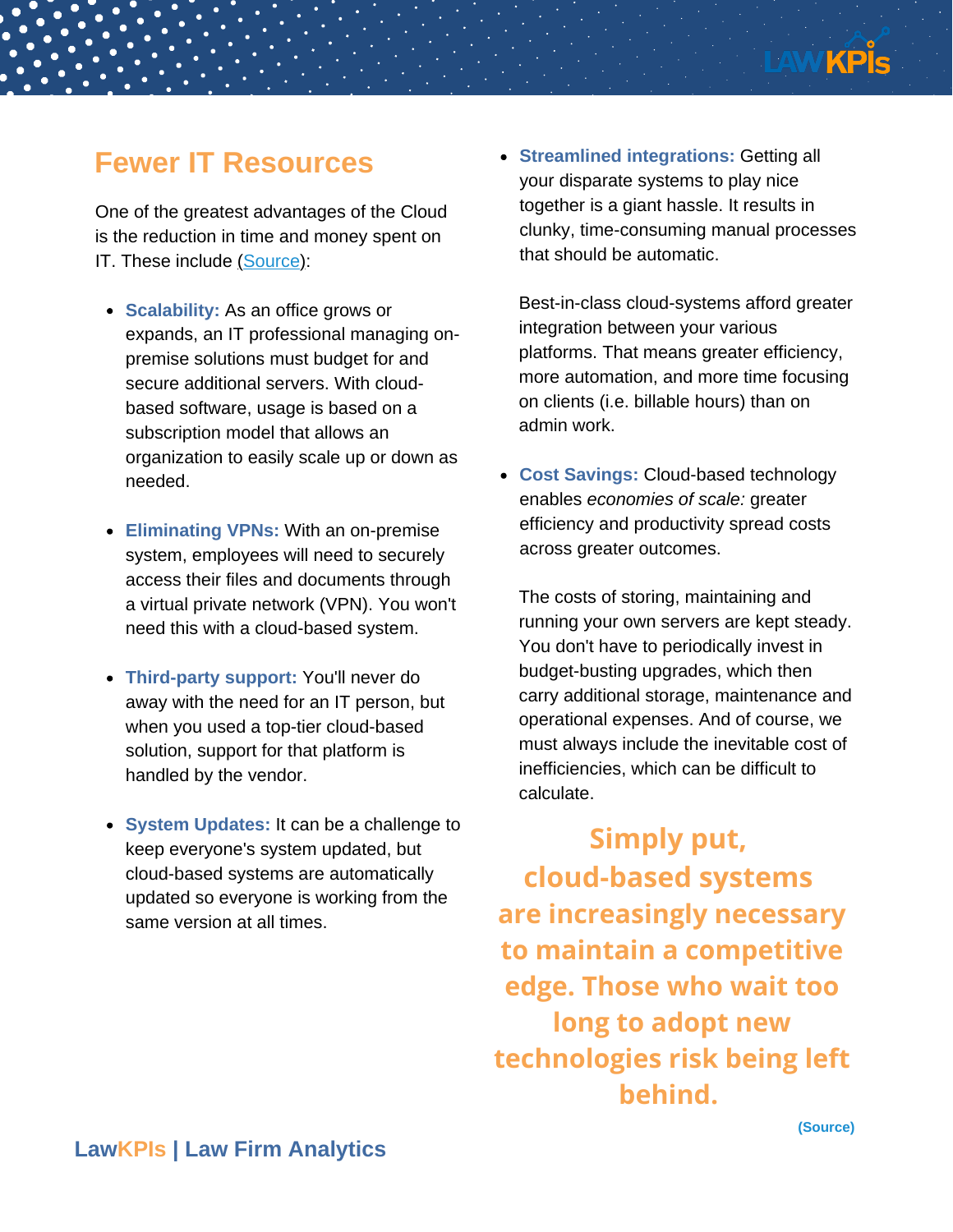## Fewer IT Resources

One of the greatest advantages of the Cloud is the reduction in time and money spent on IT. These include (Source):

- **Scalability:** As an office grows or expands, an IT professional managing on-premise solutions must budget for and secure additional servers. With cloud-based software, usage is based on a subscription model that allows an organization to easily scale up or down as needed.

- **Eliminating VPNs:** With an on-premise system, employees will need to securely access their files and documents through a virtual private network (VPN). You won't need this with a cloud-based system.

- **Third-party support:** You'll never do away with the need for an IT person, but when you used a top-tier cloud-based solution, support for that platform is handled by the vendor.

- **System Updates:** It can be a challenge to keep everyone's system updated, but cloud-based systems are automatically updated so everyone is working from the same version at all times.

- **Streamlined integrations:** Getting all your disparate systems to play nice together is a giant hassle. It results in clunky, time-consuming manual processes that should be automatic.

  Best-in-class cloud-systems afford greater integration between your various platforms. That means greater efficiency, more automation, and more time focusing on clients (i.e. billable hours) than on admin work.

- **Cost Savings:** Cloud-based technology enables *economies of scale:* greater efficiency and productivity spread costs across greater outcomes.

  The costs of storing, maintaining and running your own servers are kept steady. You don't have to periodically invest in budget-busting upgrades, which then carry additional storage, maintenance and operational expenses. And of course, we must always include the inevitable cost of inefficiencies, which can be difficult to calculate.

**Simply put, cloud-based systems are increasingly necessary to maintain a competitive edge. Those who wait too long to adopt new technologies risk being left behind.**

(Source)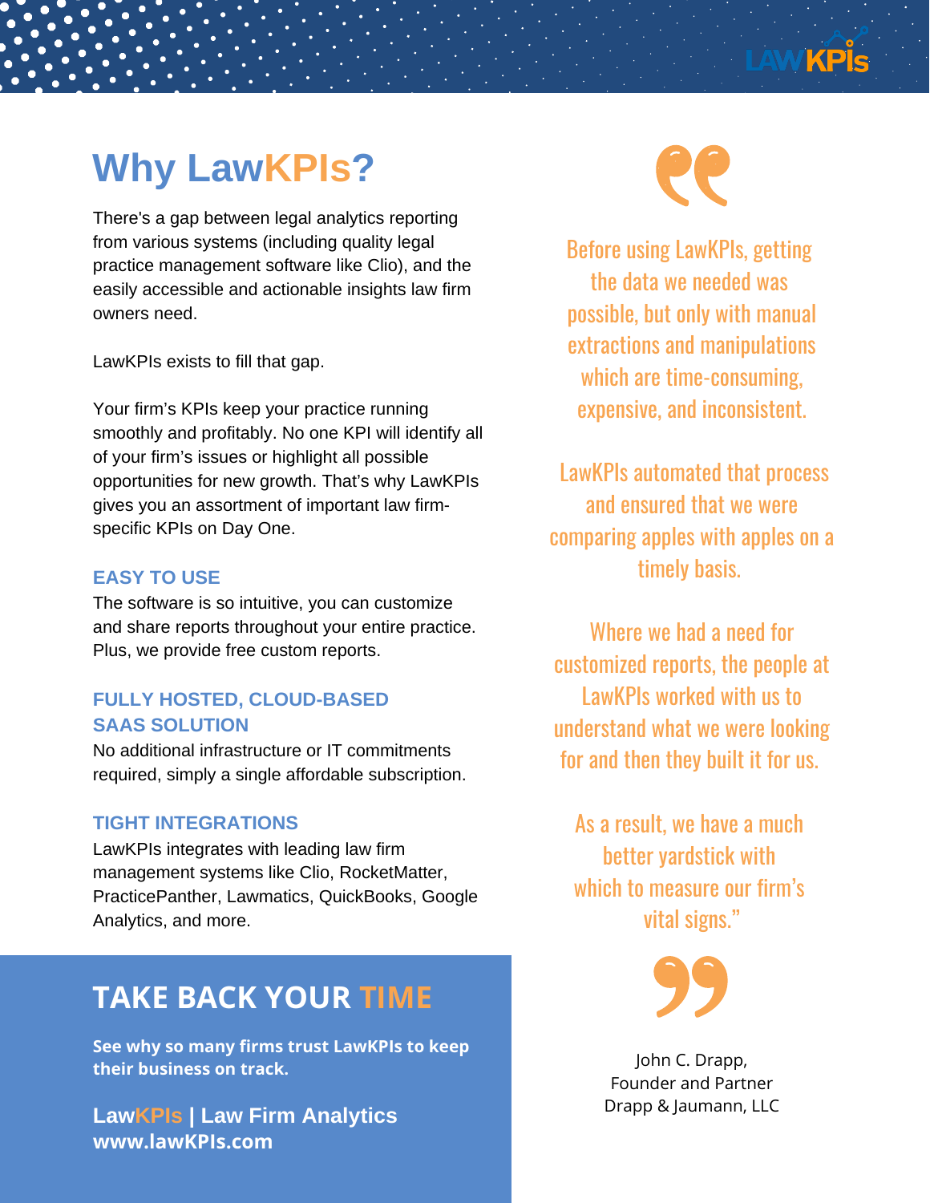# Why LawKPIs?

There's a gap between legal analytics reporting from various systems (including quality legal practice management software like Clio), and the easily accessible and actionable insights law firm owners need.

LawKPIs exists to fill that gap.

Your firm's KPIs keep your practice running smoothly and profitably. No one KPI will identify all of your firm's issues or highlight all possible opportunities for new growth. That's why LawKPIs gives you an assortment of important law firm-specific KPIs on Day One.

### EASY TO USE

The software is so intuitive, you can customize and share reports throughout your entire practice. Plus, we provide free custom reports.

### FULLY HOSTED, CLOUD-BASED SAAS SOLUTION

No additional infrastructure or IT commitments required, simply a single affordable subscription.

### TIGHT INTEGRATIONS

LawKPIs integrates with leading law firm management systems like Clio, RocketMatter, PracticePanther, Lawmatics, QuickBooks, Google Analytics, and more.

## TAKE BACK YOUR TIME

**See why so many firms trust LawKPIs to keep their business on track.**

**LawKPIs | Law Firm Analytics**
**www.lawKPIs.com**

> "Before using LawKPIs, getting the data we needed was possible, but only with manual extractions and manipulations which are time-consuming, expensive, and inconsistent.
>
> LawKPIs automated that process and ensured that we were comparing apples with apples on a timely basis.
>
> Where we had a need for customized reports, the people at LawKPIs worked with us to understand what we were looking for and then they built it for us.
>
> As a result, we have a much better yardstick with which to measure our firm's vital signs."

John C. Drapp,
Founder and Partner
Drapp & Jaumann, LLC